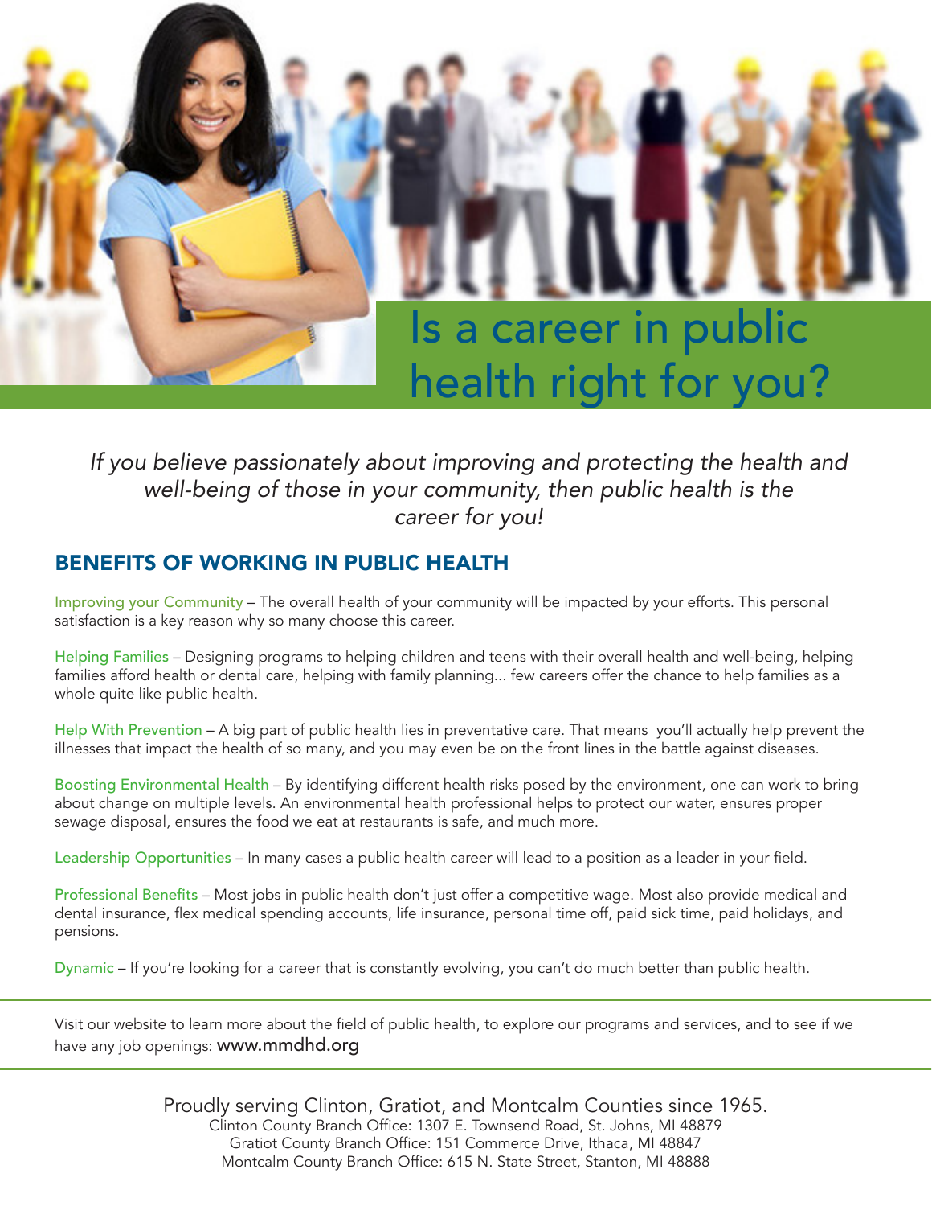# Is a career in public health right for you?

*If you believe passionately about improving and protecting the health and well-being of those in your community, then public health is the career for you!*

## BENEFITS OF WORKING IN PUBLIC HEALTH

Improving your Community – The overall health of your community will be impacted by your efforts. This personal satisfaction is a key reason why so many choose this career.

Helping Families – Designing programs to helping children and teens with their overall health and well-being, helping families afford health or dental care, helping with family planning... few careers offer the chance to help families as a whole quite like public health.

Help With Prevention – A big part of public health lies in preventative care. That means you'll actually help prevent the illnesses that impact the health of so many, and you may even be on the front lines in the battle against diseases.

Boosting Environmental Health – By identifying different health risks posed by the environment, one can work to bring about change on multiple levels. An environmental health professional helps to protect our water, ensures proper sewage disposal, ensures the food we eat at restaurants is safe, and much more.

Leadership Opportunities – In many cases a public health career will lead to a position as a leader in your field.

Professional Benefits – Most jobs in public health don't just offer a competitive wage. Most also provide medical and dental insurance, flex medical spending accounts, life insurance, personal time off, paid sick time, paid holidays, and pensions.

Dynamic – If you're looking for a career that is constantly evolving, you can't do much better than public health.

---

Visit our website to learn more about the field of public health, to explore our programs and services, and to see if we have any job openings: www.mmdhd.org

---

Proudly serving Clinton, Gratiot, and Montcalm Counties since 1965.
Clinton County Branch Office: 1307 E. Townsend Road, St. Johns, MI 48879
Gratiot County Branch Office: 151 Commerce Drive, Ithaca, MI 48847
Montcalm County Branch Office: 615 N. State Street, Stanton, MI 48888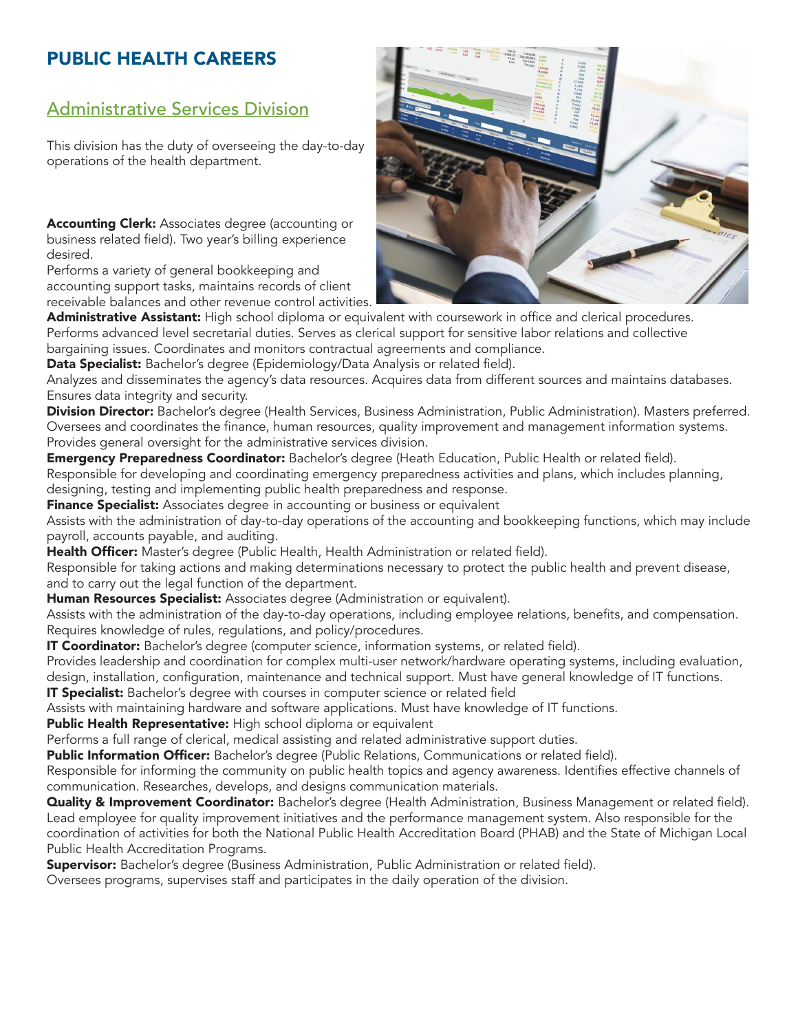# PUBLIC HEALTH CAREERS

## Administrative Services Division

This division has the duty of overseeing the day-to-day operations of the health department.

**Accounting Clerk:** Associates degree (accounting or business related field). Two year's billing experience desired.
Performs a variety of general bookkeeping and accounting support tasks, maintains records of client receivable balances and other revenue control activities.

**Administrative Assistant:** High school diploma or equivalent with coursework in office and clerical procedures.
Performs advanced level secretarial duties. Serves as clerical support for sensitive labor relations and collective bargaining issues. Coordinates and monitors contractual agreements and compliance.

**Data Specialist:** Bachelor's degree (Epidemiology/Data Analysis or related field).
Analyzes and disseminates the agency's data resources. Acquires data from different sources and maintains databases. Ensures data integrity and security.

**Division Director:** Bachelor's degree (Health Services, Business Administration, Public Administration). Masters preferred.
Oversees and coordinates the finance, human resources, quality improvement and management information systems. Provides general oversight for the administrative services division.

**Emergency Preparedness Coordinator:** Bachelor's degree (Heath Education, Public Health or related field).
Responsible for developing and coordinating emergency preparedness activities and plans, which includes planning, designing, testing and implementing public health preparedness and response.

**Finance Specialist:** Associates degree in accounting or business or equivalent
Assists with the administration of day-to-day operations of the accounting and bookkeeping functions, which may include payroll, accounts payable, and auditing.

**Health Officer:** Master's degree (Public Health, Health Administration or related field).
Responsible for taking actions and making determinations necessary to protect the public health and prevent disease, and to carry out the legal function of the department.

**Human Resources Specialist:** Associates degree (Administration or equivalent).
Assists with the administration of the day-to-day operations, including employee relations, benefits, and compensation. Requires knowledge of rules, regulations, and policy/procedures.

**IT Coordinator:** Bachelor's degree (computer science, information systems, or related field).
Provides leadership and coordination for complex multi-user network/hardware operating systems, including evaluation, design, installation, configuration, maintenance and technical support. Must have general knowledge of IT functions.

**IT Specialist:** Bachelor's degree with courses in computer science or related field
Assists with maintaining hardware and software applications. Must have knowledge of IT functions.

**Public Health Representative:** High school diploma or equivalent
Performs a full range of clerical, medical assisting and related administrative support duties.

**Public Information Officer:** Bachelor's degree (Public Relations, Communications or related field).
Responsible for informing the community on public health topics and agency awareness. Identifies effective channels of communication. Researches, develops, and designs communication materials.

**Quality & Improvement Coordinator:** Bachelor's degree (Health Administration, Business Management or related field).
Lead employee for quality improvement initiatives and the performance management system. Also responsible for the coordination of activities for both the National Public Health Accreditation Board (PHAB) and the State of Michigan Local Public Health Accreditation Programs.

**Supervisor:** Bachelor's degree (Business Administration, Public Administration or related field).
Oversees programs, supervises staff and participates in the daily operation of the division.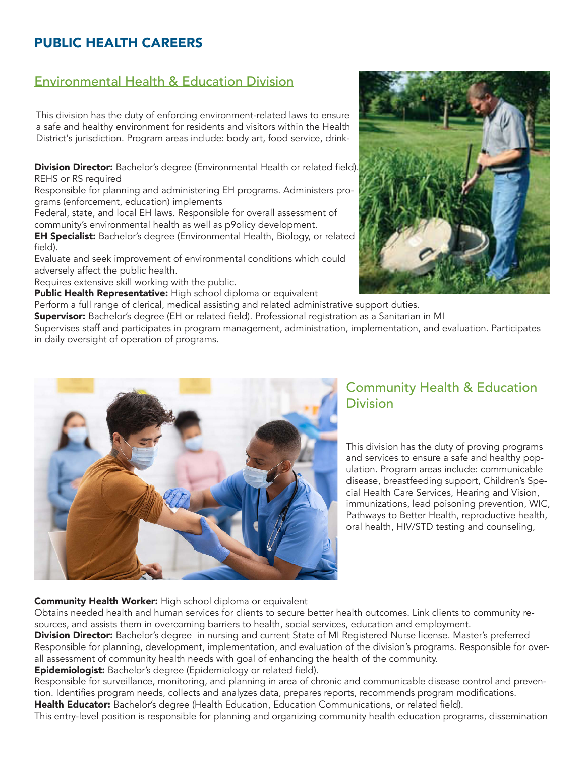# PUBLIC HEALTH CAREERS

## Environmental Health & Education Division

This division has the duty of enforcing environment-related laws to ensure a safe and healthy environment for residents and visitors within the Health District's jurisdiction. Program areas include: body art, food service, drink-

**Division Director:** Bachelor's degree (Environmental Health or related field). REHS or RS required
Responsible for planning and administering EH programs. Administers programs (enforcement, education) implements
Federal, state, and local EH laws. Responsible for overall assessment of community's environmental health as well as p9olicy development.

**EH Specialist:** Bachelor's degree (Environmental Health, Biology, or related field).
Evaluate and seek improvement of environmental conditions which could adversely affect the public health.
Requires extensive skill working with the public.

**Public Health Representative:** High school diploma or equivalent
Perform a full range of clerical, medical assisting and related administrative support duties.

**Supervisor:** Bachelor's degree (EH or related field). Professional registration as a Sanitarian in MI
Supervises staff and participates in program management, administration, implementation, and evaluation. Participates in daily oversight of operation of programs.

## Community Health & Education Division

This division has the duty of proving programs and services to ensure a safe and healthy population. Program areas include: communicable disease, breastfeeding support, Children's Special Health Care Services, Hearing and Vision, immunizations, lead poisoning prevention, WIC, Pathways to Better Health, reproductive health, oral health, HIV/STD testing and counseling,

**Community Health Worker:** High school diploma or equivalent
Obtains needed health and human services for clients to secure better health outcomes. Link clients to community resources, and assists them in overcoming barriers to health, social services, education and employment.

**Division Director:** Bachelor's degree in nursing and current State of MI Registered Nurse license. Master's preferred
Responsible for planning, development, implementation, and evaluation of the division's programs. Responsible for overall assessment of community health needs with goal of enhancing the health of the community.

**Epidemiologist:** Bachelor's degree (Epidemiology or related field).
Responsible for surveillance, monitoring, and planning in area of chronic and communicable disease control and prevention. Identifies program needs, collects and analyzes data, prepares reports, recommends program modifications.

**Health Educator:** Bachelor's degree (Health Education, Education Communications, or related field).
This entry-level position is responsible for planning and organizing community health education programs, dissemination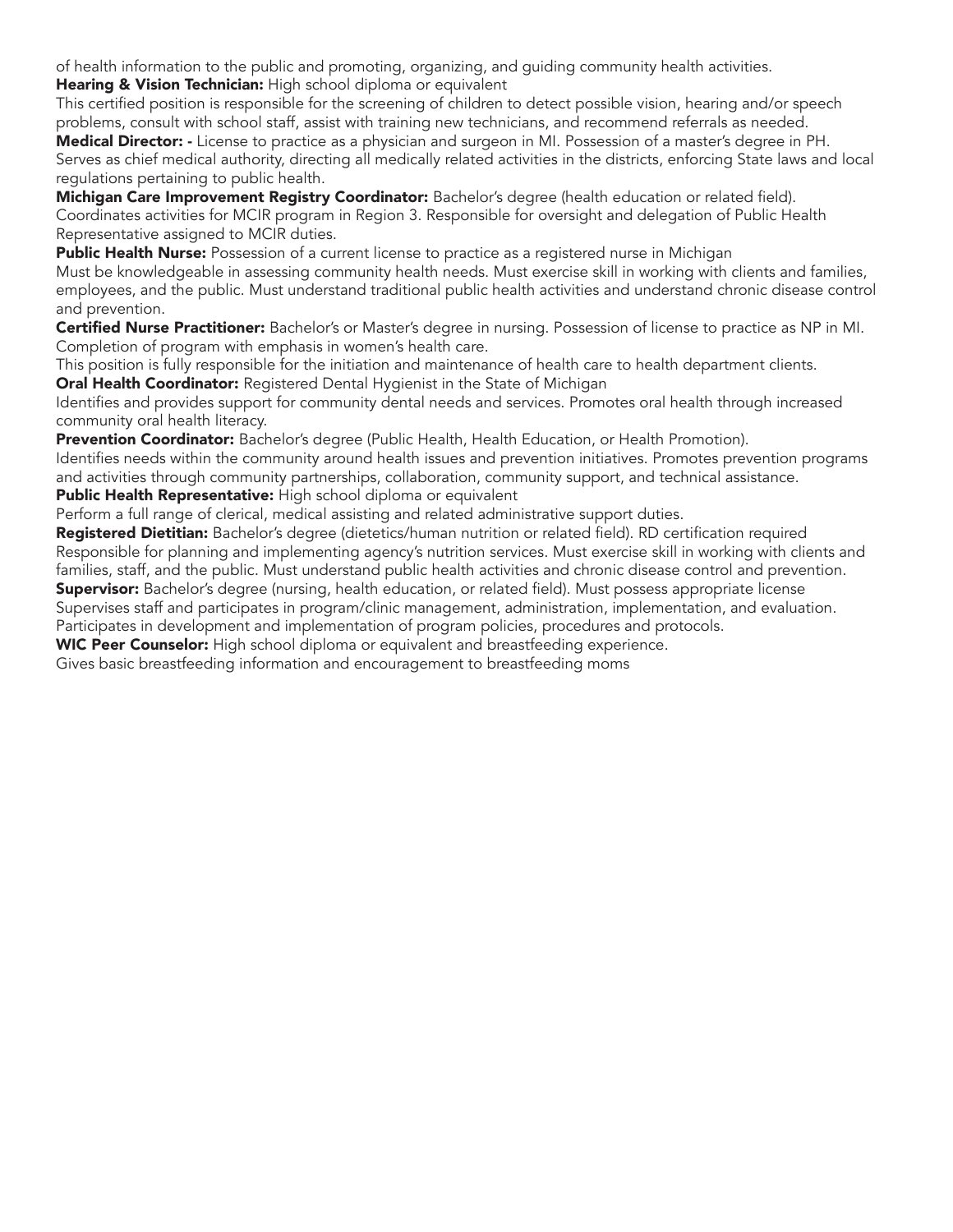of health information to the public and promoting, organizing, and guiding community health activities.

**Hearing & Vision Technician:** High school diploma or equivalent
This certified position is responsible for the screening of children to detect possible vision, hearing and/or speech problems, consult with school staff, assist with training new technicians, and recommend referrals as needed.

**Medical Director: -** License to practice as a physician and surgeon in MI. Possession of a master's degree in PH.
Serves as chief medical authority, directing all medically related activities in the districts, enforcing State laws and local regulations pertaining to public health.

**Michigan Care Improvement Registry Coordinator:** Bachelor's degree (health education or related field).
Coordinates activities for MCIR program in Region 3. Responsible for oversight and delegation of Public Health Representative assigned to MCIR duties.

**Public Health Nurse:** Possession of a current license to practice as a registered nurse in Michigan
Must be knowledgeable in assessing community health needs. Must exercise skill in working with clients and families, employees, and the public. Must understand traditional public health activities and understand chronic disease control and prevention.

**Certified Nurse Practitioner:** Bachelor's or Master's degree in nursing. Possession of license to practice as NP in MI. Completion of program with emphasis in women's health care.
This position is fully responsible for the initiation and maintenance of health care to health department clients.

**Oral Health Coordinator:** Registered Dental Hygienist in the State of Michigan
Identifies and provides support for community dental needs and services. Promotes oral health through increased community oral health literacy.

**Prevention Coordinator:** Bachelor's degree (Public Health, Health Education, or Health Promotion).
Identifies needs within the community around health issues and prevention initiatives. Promotes prevention programs and activities through community partnerships, collaboration, community support, and technical assistance.

**Public Health Representative:** High school diploma or equivalent
Perform a full range of clerical, medical assisting and related administrative support duties.

**Registered Dietitian:** Bachelor's degree (dietetics/human nutrition or related field). RD certification required
Responsible for planning and implementing agency's nutrition services. Must exercise skill in working with clients and families, staff, and the public. Must understand public health activities and chronic disease control and prevention.

**Supervisor:** Bachelor's degree (nursing, health education, or related field). Must possess appropriate license
Supervises staff and participates in program/clinic management, administration, implementation, and evaluation. Participates in development and implementation of program policies, procedures and protocols.

**WIC Peer Counselor:** High school diploma or equivalent and breastfeeding experience.
Gives basic breastfeeding information and encouragement to breastfeeding moms